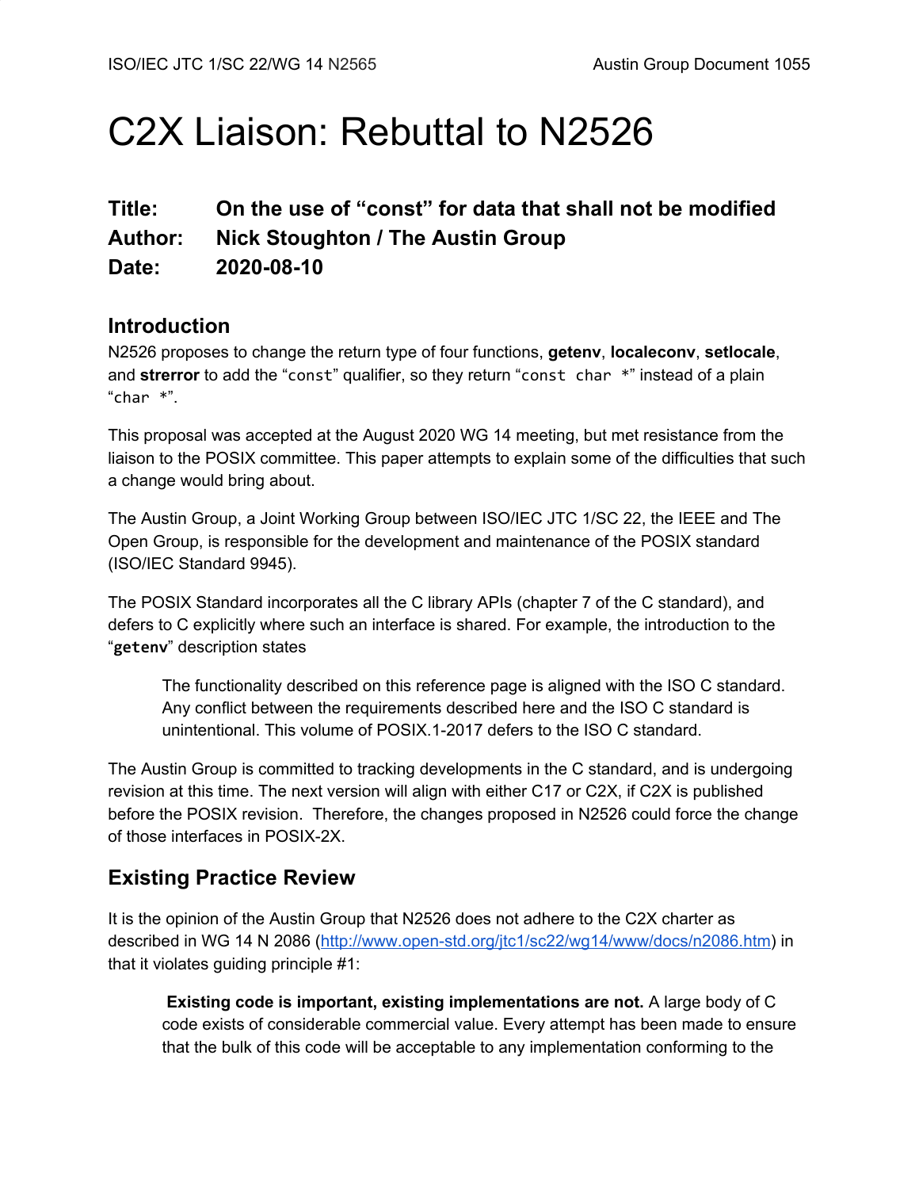ISO/IEC JTC 1/SC 22/WG 14 N2565 Austin Group Document 1055

# C2X Liaison: Rebuttal to N2526

**Title: On the use of "const" for data that shall not be modified**
**Author: Nick Stoughton / The Austin Group**
**Date: 2020-08-10**

## Introduction

N2526 proposes to change the return type of four functions, **getenv**, **localeconv**, **setlocale**, and **strerror** to add the "`const`" qualifier, so they return "`const char *`" instead of a plain "`char *`".

This proposal was accepted at the August 2020 WG 14 meeting, but met resistance from the liaison to the POSIX committee. This paper attempts to explain some of the difficulties that such a change would bring about.

The Austin Group, a Joint Working Group between ISO/IEC JTC 1/SC 22, the IEEE and The Open Group, is responsible for the development and maintenance of the POSIX standard (ISO/IEC Standard 9945).

The POSIX Standard incorporates all the C library APIs (chapter 7 of the C standard), and defers to C explicitly where such an interface is shared. For example, the introduction to the "**`getenv`**" description states

> The functionality described on this reference page is aligned with the ISO C standard. Any conflict between the requirements described here and the ISO C standard is unintentional. This volume of POSIX.1-2017 defers to the ISO C standard.

The Austin Group is committed to tracking developments in the C standard, and is undergoing revision at this time. The next version will align with either C17 or C2X, if C2X is published before the POSIX revision. Therefore, the changes proposed in N2526 could force the change of those interfaces in POSIX-2X.

## Existing Practice Review

It is the opinion of the Austin Group that N2526 does not adhere to the C2X charter as described in WG 14 N 2086 (http://www.open-std.org/jtc1/sc22/wg14/www/docs/n2086.htm) in that it violates guiding principle #1:

> **Existing code is important, existing implementations are not.** A large body of C code exists of considerable commercial value. Every attempt has been made to ensure that the bulk of this code will be acceptable to any implementation conforming to the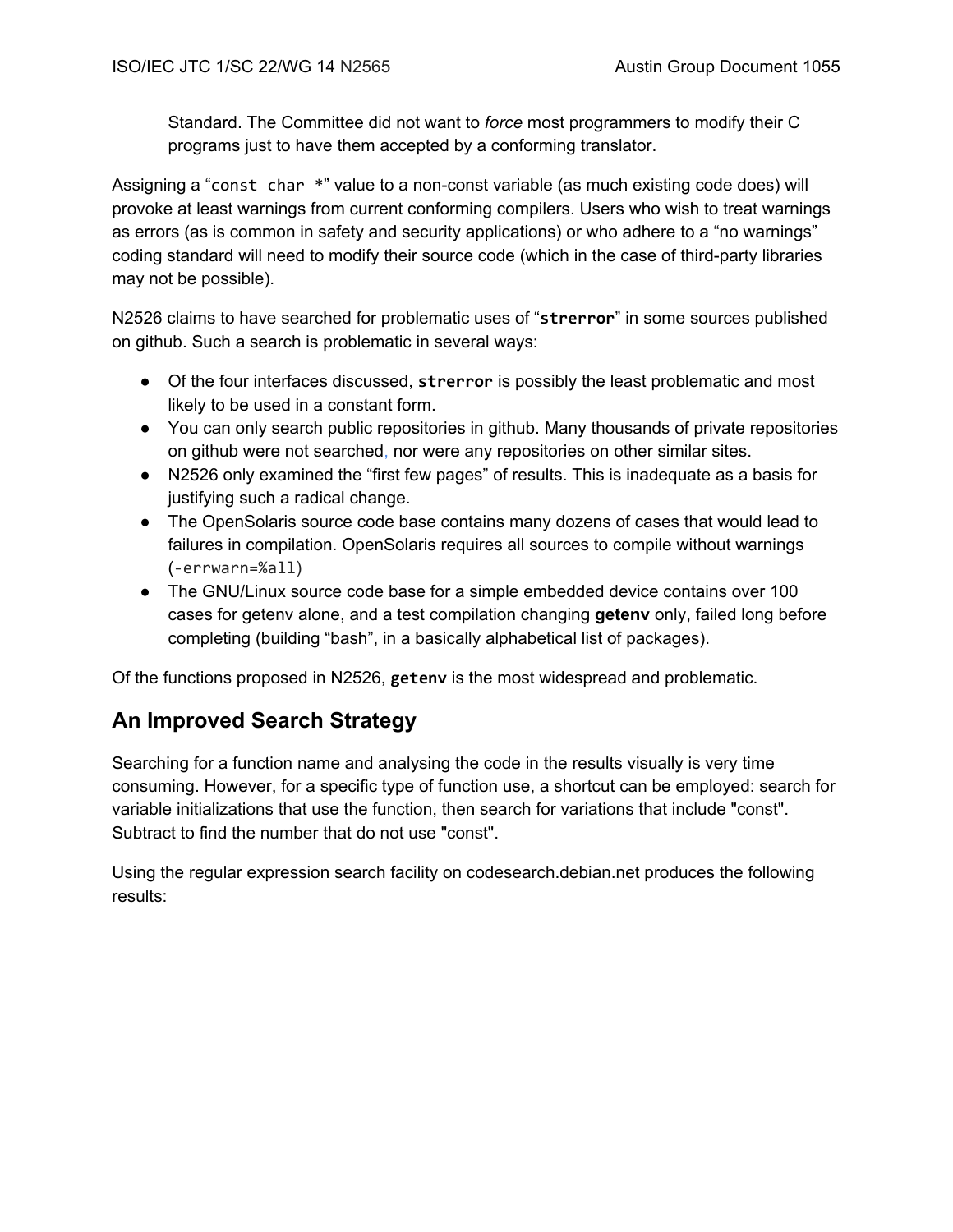Standard. The Committee did not want to *force* most programmers to modify their C programs just to have them accepted by a conforming translator.

Assigning a "`const char *`" value to a non-const variable (as much existing code does) will provoke at least warnings from current conforming compilers. Users who wish to treat warnings as errors (as is common in safety and security applications) or who adhere to a "no warnings" coding standard will need to modify their source code (which in the case of third-party libraries may not be possible).

N2526 claims to have searched for problematic uses of "**`strerror`**" in some sources published on github. Such a search is problematic in several ways:

- Of the four interfaces discussed, **`strerror`** is possibly the least problematic and most likely to be used in a constant form.
- You can only search public repositories in github. Many thousands of private repositories on github were not searched, nor were any repositories on other similar sites.
- N2526 only examined the "first few pages" of results. This is inadequate as a basis for justifying such a radical change.
- The OpenSolaris source code base contains many dozens of cases that would lead to failures in compilation. OpenSolaris requires all sources to compile without warnings (`-errwarn=%all`)
- The GNU/Linux source code base for a simple embedded device contains over 100 cases for getenv alone, and a test compilation changing **getenv** only, failed long before completing (building "bash", in a basically alphabetical list of packages).

Of the functions proposed in N2526, **`getenv`** is the most widespread and problematic.

## An Improved Search Strategy

Searching for a function name and analysing the code in the results visually is very time consuming. However, for a specific type of function use, a shortcut can be employed: search for variable initializations that use the function, then search for variations that include "const". Subtract to find the number that do not use "const".

Using the regular expression search facility on codesearch.debian.net produces the following results: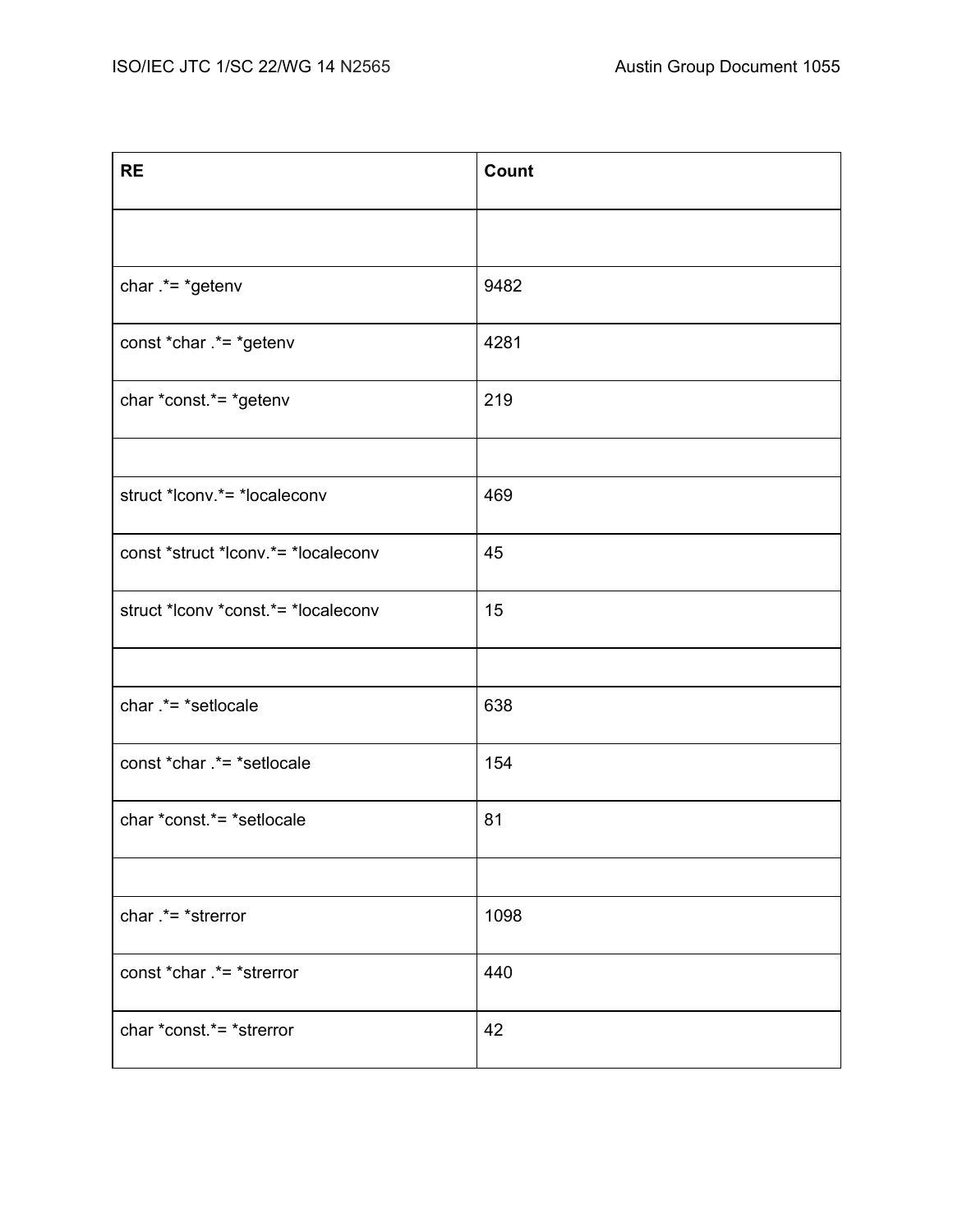| RE | Count |
| --- | --- |
| | |
| char .*= *getenv | 9482 |
| const *char .*= *getenv | 4281 |
| char *const.*= *getenv | 219 |
| | |
| struct *lconv.*= *localeconv | 469 |
| const *struct *lconv.*= *localeconv | 45 |
| struct *lconv *const.*= *localeconv | 15 |
| | |
| char .*= *setlocale | 638 |
| const *char .*= *setlocale | 154 |
| char *const.*= *setlocale | 81 |
| | |
| char .*= *strerror | 1098 |
| const *char .*= *strerror | 440 |
| char *const.*= *strerror | 42 |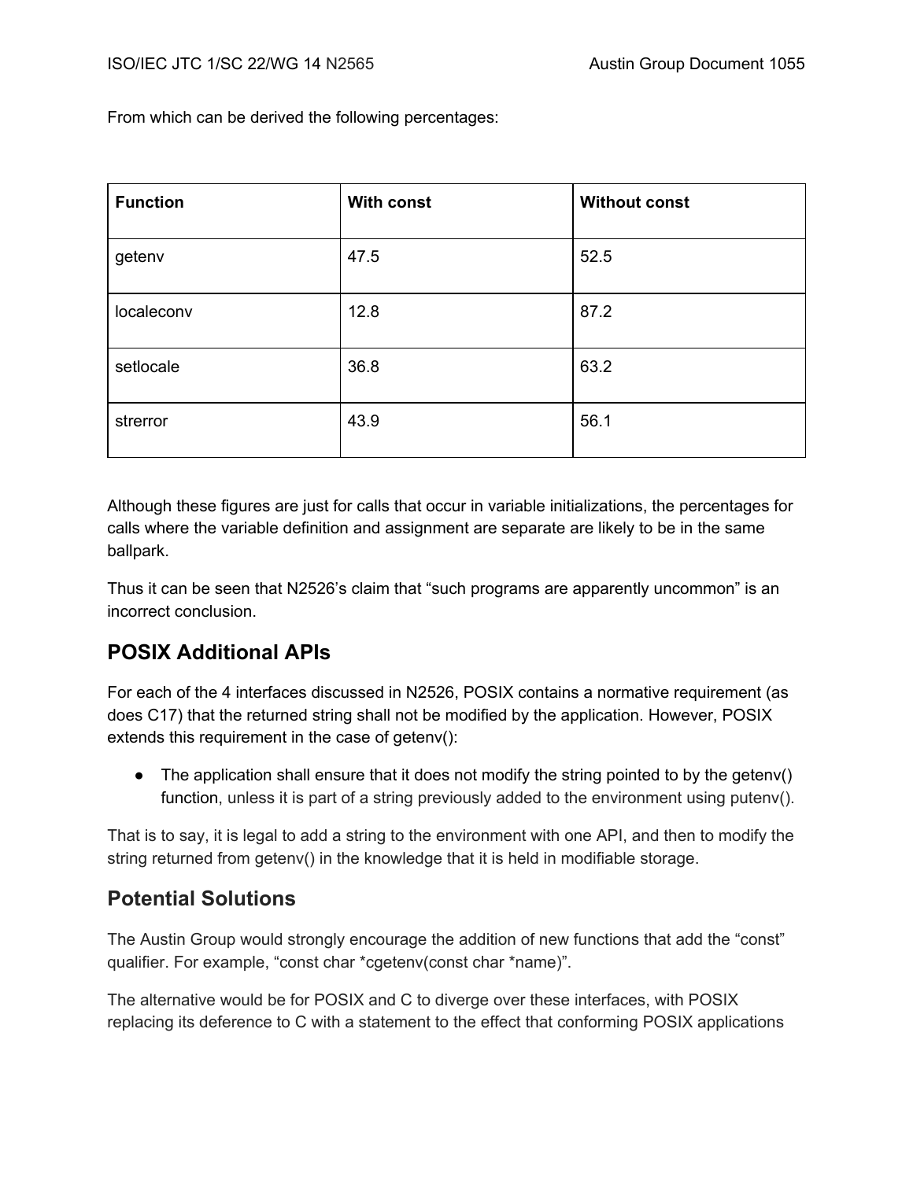From which can be derived the following percentages:

| Function | With const | Without const |
|---|---|---|
| getenv | 47.5 | 52.5 |
| localeconv | 12.8 | 87.2 |
| setlocale | 36.8 | 63.2 |
| strerror | 43.9 | 56.1 |

Although these figures are just for calls that occur in variable initializations, the percentages for calls where the variable definition and assignment are separate are likely to be in the same ballpark.

Thus it can be seen that N2526's claim that "such programs are apparently uncommon" is an incorrect conclusion.

## POSIX Additional APIs

For each of the 4 interfaces discussed in N2526, POSIX contains a normative requirement (as does C17) that the returned string shall not be modified by the application. However, POSIX extends this requirement in the case of getenv():

- The application shall ensure that it does not modify the string pointed to by the getenv() function, unless it is part of a string previously added to the environment using putenv().

That is to say, it is legal to add a string to the environment with one API, and then to modify the string returned from getenv() in the knowledge that it is held in modifiable storage.

## Potential Solutions

The Austin Group would strongly encourage the addition of new functions that add the "const" qualifier. For example, "const char *cgetenv(const char *name)".

The alternative would be for POSIX and C to diverge over these interfaces, with POSIX replacing its deference to C with a statement to the effect that conforming POSIX applications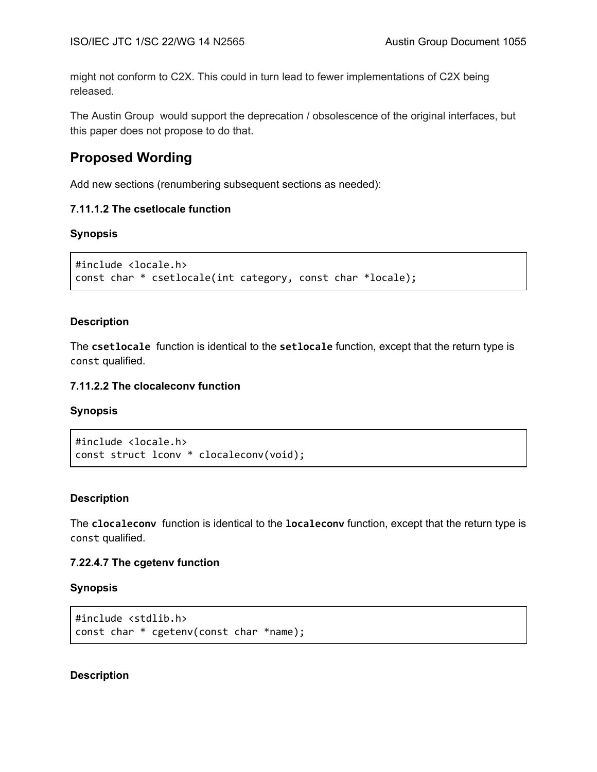might not conform to C2X. This could in turn lead to fewer implementations of C2X being released.

The Austin Group would support the deprecation / obsolescence of the original interfaces, but this paper does not propose to do that.

## Proposed Wording

Add new sections (renumbering subsequent sections as needed):

### 7.11.1.2 The csetlocale function

#### Synopsis

```
#include <locale.h>
const char * csetlocale(int category, const char *locale);
```

#### Description

The **`csetlocale`** function is identical to the **`setlocale`** function, except that the return type is `const` qualified.

### 7.11.2.2 The clocaleconv function

#### Synopsis

```
#include <locale.h>
const struct lconv * clocaleconv(void);
```

#### Description

The **`clocaleconv`** function is identical to the **`localeconv`** function, except that the return type is `const` qualified.

### 7.22.4.7 The cgetenv function

#### Synopsis

```
#include <stdlib.h>
const char * cgetenv(const char *name);
```

#### Description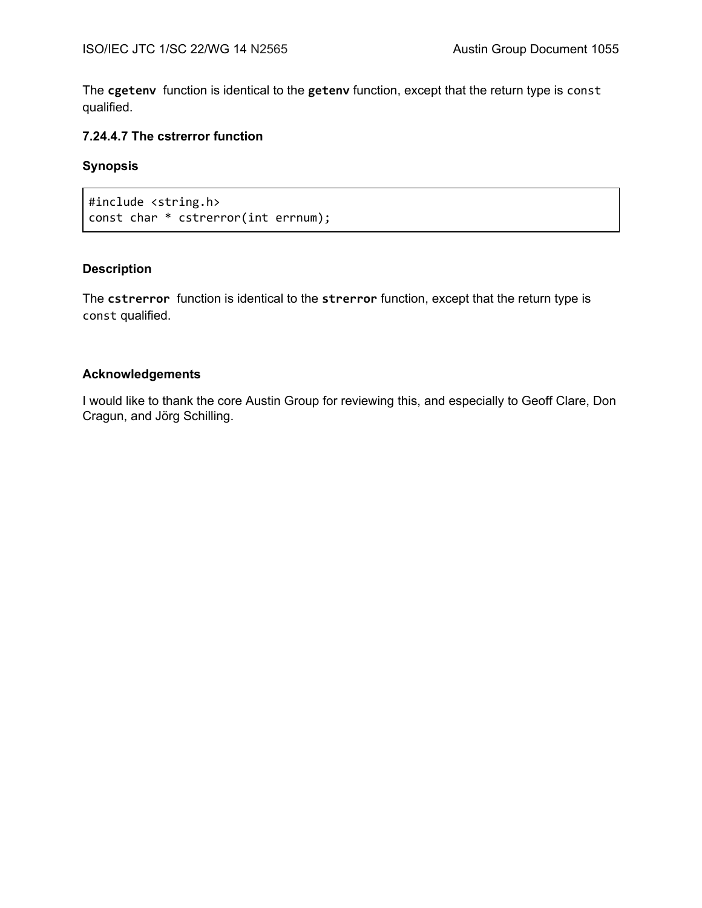The **cgetenv** function is identical to the **getenv** function, except that the return type is `const` qualified.

### 7.24.4.7 The cstrerror function

#### Synopsis

```
#include <string.h>
const char * cstrerror(int errnum);
```

#### Description

The **cstrerror** function is identical to the **strerror** function, except that the return type is `const` qualified.

#### Acknowledgements

I would like to thank the core Austin Group for reviewing this, and especially to Geoff Clare, Don Cragun, and Jörg Schilling.